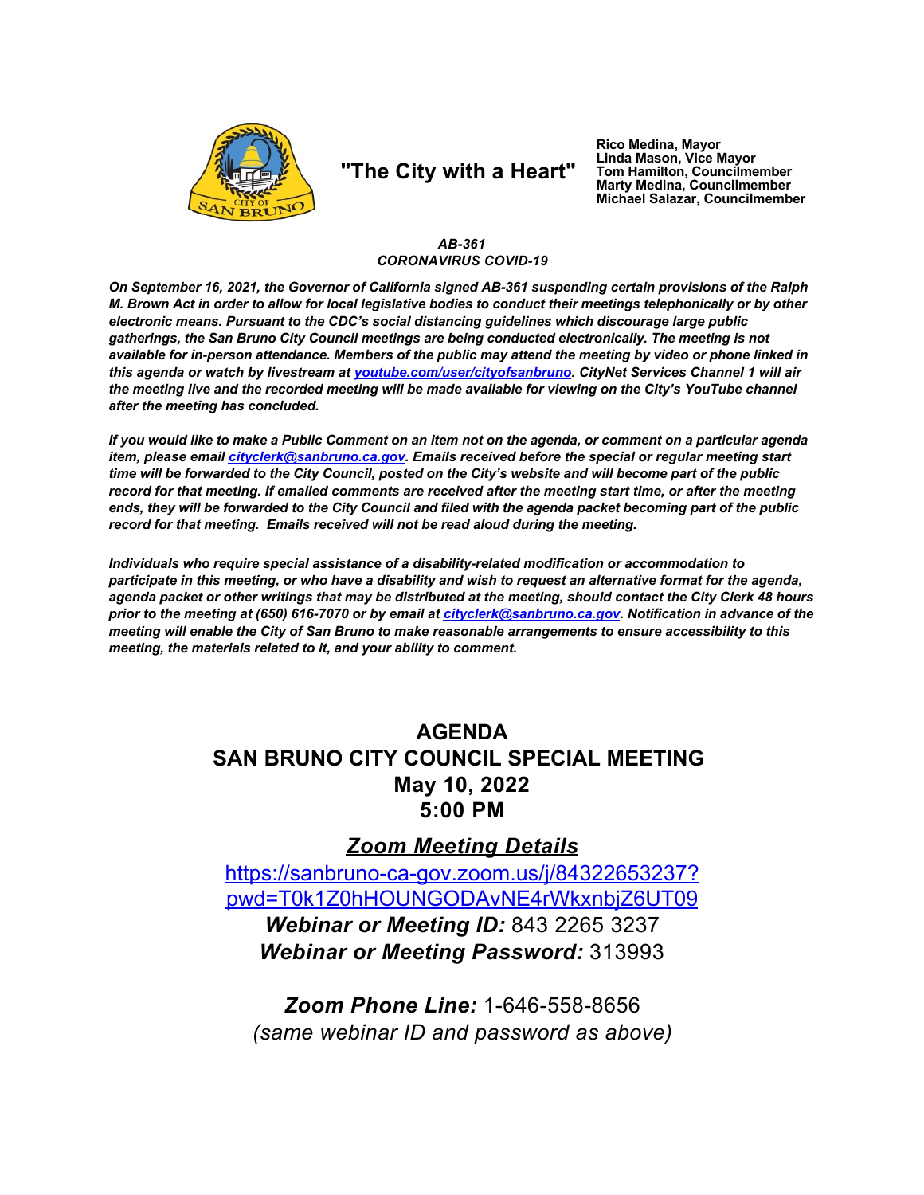"The City with a Heart"

**Rico Medina, Mayor**
**Linda Mason, Vice Mayor**
**Tom Hamilton, Councilmember**
**Marty Medina, Councilmember**
**Michael Salazar, Councilmember**

***AB-361***
***CORONAVIRUS COVID-19***

***On September 16, 2021, the Governor of California signed AB-361 suspending certain provisions of the Ralph M. Brown Act in order to allow for local legislative bodies to conduct their meetings telephonically or by other electronic means. Pursuant to the CDC's social distancing guidelines which discourage large public gatherings, the San Bruno City Council meetings are being conducted electronically. The meeting is not available for in-person attendance. Members of the public may attend the meeting by video or phone linked in this agenda or watch by livestream at [youtube.com/user/cityofsanbruno](youtube.com/user/cityofsanbruno). CityNet Services Channel 1 will air the meeting live and the recorded meeting will be made available for viewing on the City's YouTube channel after the meeting has concluded.***

***If you would like to make a Public Comment on an item not on the agenda, or comment on a particular agenda item, please email [cityclerk@sanbruno.ca.gov](mailto:cityclerk@sanbruno.ca.gov). Emails received before the special or regular meeting start time will be forwarded to the City Council, posted on the City's website and will become part of the public record for that meeting. If emailed comments are received after the meeting start time, or after the meeting ends, they will be forwarded to the City Council and filed with the agenda packet becoming part of the public record for that meeting. Emails received will not be read aloud during the meeting.***

***Individuals who require special assistance of a disability-related modification or accommodation to participate in this meeting, or who have a disability and wish to request an alternative format for the agenda, agenda packet or other writings that may be distributed at the meeting, should contact the City Clerk 48 hours prior to the meeting at (650) 616-7070 or by email at [cityclerk@sanbruno.ca.gov](mailto:cityclerk@sanbruno.ca.gov). Notification in advance of the meeting will enable the City of San Bruno to make reasonable arrangements to ensure accessibility to this meeting, the materials related to it, and your ability to comment.***

# AGENDA
# SAN BRUNO CITY COUNCIL SPECIAL MEETING
# May 10, 2022
# 5:00 PM

## ***Zoom Meeting Details***

[https://sanbruno-ca-gov.zoom.us/j/84322653237?pwd=T0k1Z0hHOUNGODAvNE4rWkxnbjZ6UT09](https://sanbruno-ca-gov.zoom.us/j/84322653237?pwd=T0k1Z0hHOUNGODAvNE4rWkxnbjZ6UT09)

***Webinar or Meeting ID:*** 843 2265 3237
***Webinar or Meeting Password:*** 313993

***Zoom Phone Line:*** 1-646-558-8656
*(same webinar ID and password as above)*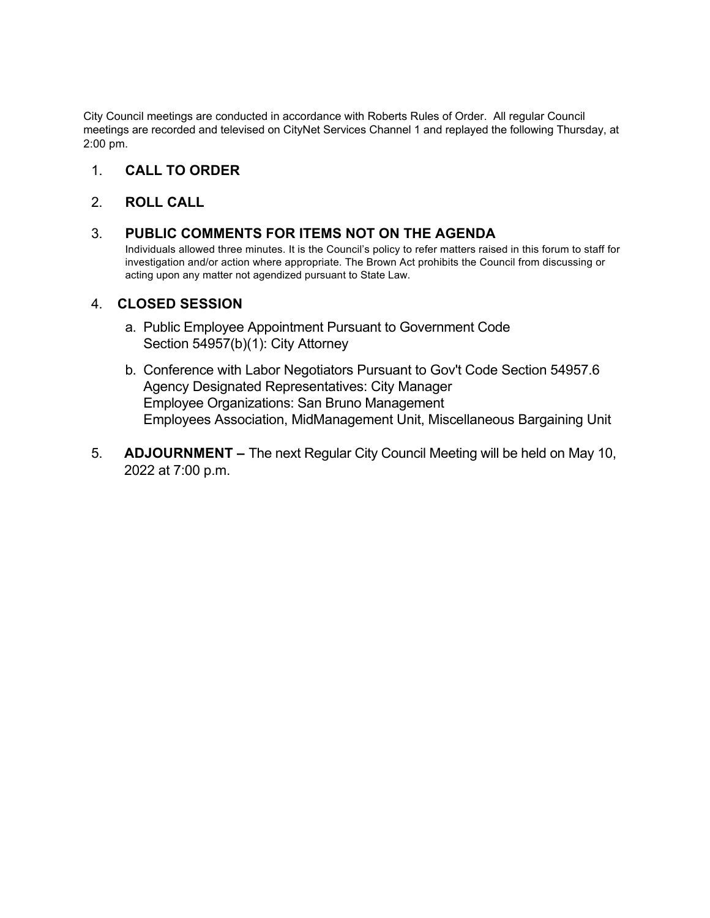City Council meetings are conducted in accordance with Roberts Rules of Order. All regular Council meetings are recorded and televised on CityNet Services Channel 1 and replayed the following Thursday, at 2:00 pm.

1. **CALL TO ORDER**

2. **ROLL CALL**

3. **PUBLIC COMMENTS FOR ITEMS NOT ON THE AGENDA**
   Individuals allowed three minutes. It is the Council's policy to refer matters raised in this forum to staff for investigation and/or action where appropriate. The Brown Act prohibits the Council from discussing or acting upon any matter not agendized pursuant to State Law.

4. **CLOSED SESSION**
   a. Public Employee Appointment Pursuant to Government Code Section 54957(b)(1): City Attorney

   b. Conference with Labor Negotiators Pursuant to Gov't Code Section 54957.6
      Agency Designated Representatives: City Manager
      Employee Organizations: San Bruno Management Employees Association, MidManagement Unit, Miscellaneous Bargaining Unit

5. **ADJOURNMENT –** The next Regular City Council Meeting will be held on May 10, 2022 at 7:00 p.m.